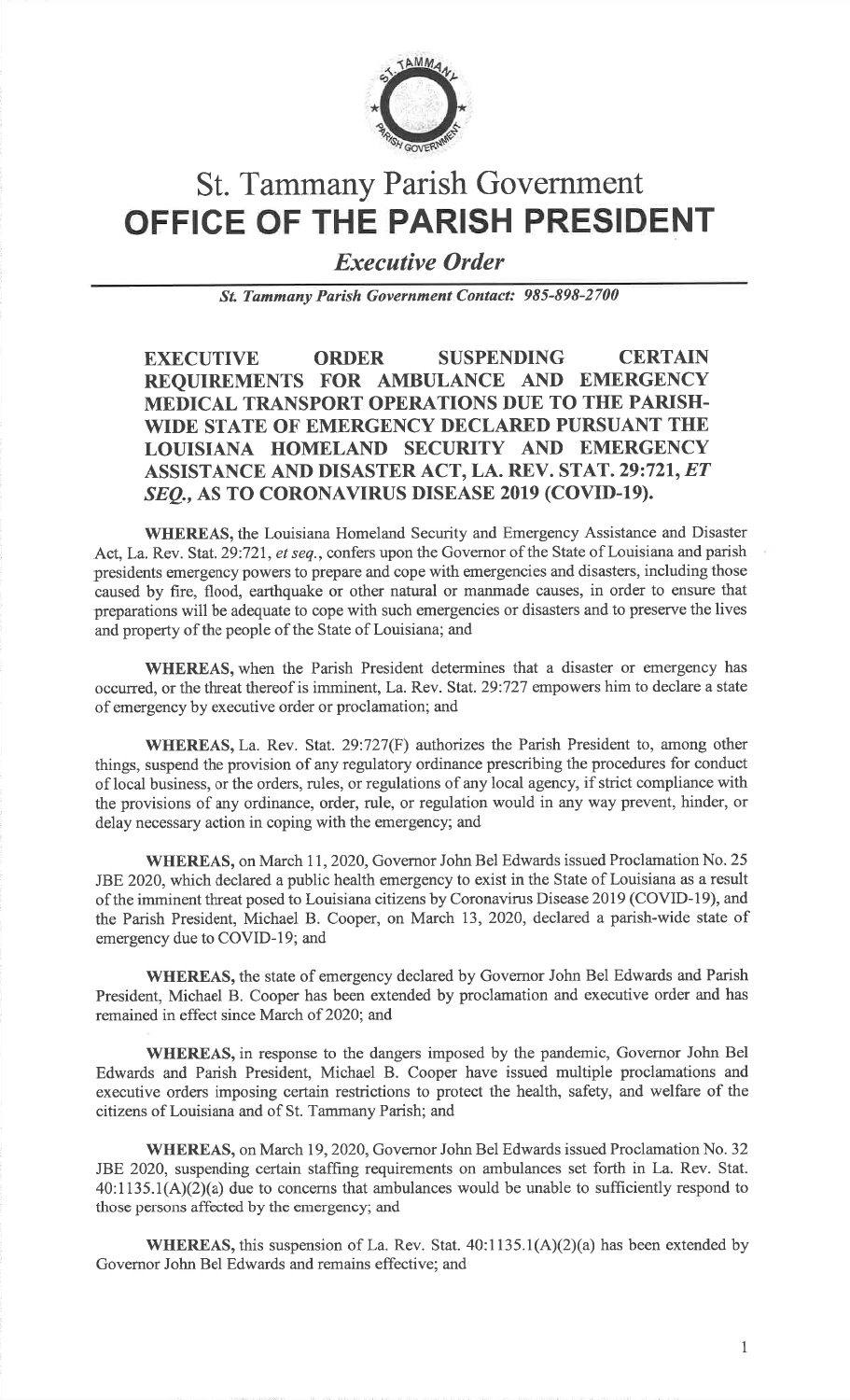# St. Tammany Parish Government

# OFFICE OF THE PARISH PRESIDENT

## *Executive Order*

***St. Tammany Parish Government Contact: 985-898-2700***

**EXECUTIVE ORDER SUSPENDING CERTAIN REQUIREMENTS FOR AMBULANCE AND EMERGENCY MEDICAL TRANSPORT OPERATIONS DUE TO THE PARISH-WIDE STATE OF EMERGENCY DECLARED PURSUANT THE LOUISIANA HOMELAND SECURITY AND EMERGENCY ASSISTANCE AND DISASTER ACT, LA. REV. STAT. 29:721, *ET SEQ.*, AS TO CORONAVIRUS DISEASE 2019 (COVID-19).**

**WHEREAS,** the Louisiana Homeland Security and Emergency Assistance and Disaster Act, La. Rev. Stat. 29:721, *et seq.*, confers upon the Governor of the State of Louisiana and parish presidents emergency powers to prepare and cope with emergencies and disasters, including those caused by fire, flood, earthquake or other natural or manmade causes, in order to ensure that preparations will be adequate to cope with such emergencies or disasters and to preserve the lives and property of the people of the State of Louisiana; and

**WHEREAS,** when the Parish President determines that a disaster or emergency has occurred, or the threat thereof is imminent, La. Rev. Stat. 29:727 empowers him to declare a state of emergency by executive order or proclamation; and

**WHEREAS,** La. Rev. Stat. 29:727(F) authorizes the Parish President to, among other things, suspend the provision of any regulatory ordinance prescribing the procedures for conduct of local business, or the orders, rules, or regulations of any local agency, if strict compliance with the provisions of any ordinance, order, rule, or regulation would in any way prevent, hinder, or delay necessary action in coping with the emergency; and

**WHEREAS,** on March 11, 2020, Governor John Bel Edwards issued Proclamation No. 25 JBE 2020, which declared a public health emergency to exist in the State of Louisiana as a result of the imminent threat posed to Louisiana citizens by Coronavirus Disease 2019 (COVID-19), and the Parish President, Michael B. Cooper, on March 13, 2020, declared a parish-wide state of emergency due to COVID-19; and

**WHEREAS,** the state of emergency declared by Governor John Bel Edwards and Parish President, Michael B. Cooper has been extended by proclamation and executive order and has remained in effect since March of 2020; and

**WHEREAS,** in response to the dangers imposed by the pandemic, Governor John Bel Edwards and Parish President, Michael B. Cooper have issued multiple proclamations and executive orders imposing certain restrictions to protect the health, safety, and welfare of the citizens of Louisiana and of St. Tammany Parish; and

**WHEREAS,** on March 19, 2020, Governor John Bel Edwards issued Proclamation No. 32 JBE 2020, suspending certain staffing requirements on ambulances set forth in La. Rev. Stat. 40:1135.1(A)(2)(a) due to concerns that ambulances would be unable to sufficiently respond to those persons affected by the emergency; and

**WHEREAS,** this suspension of La. Rev. Stat. 40:1135.1(A)(2)(a) has been extended by Governor John Bel Edwards and remains effective; and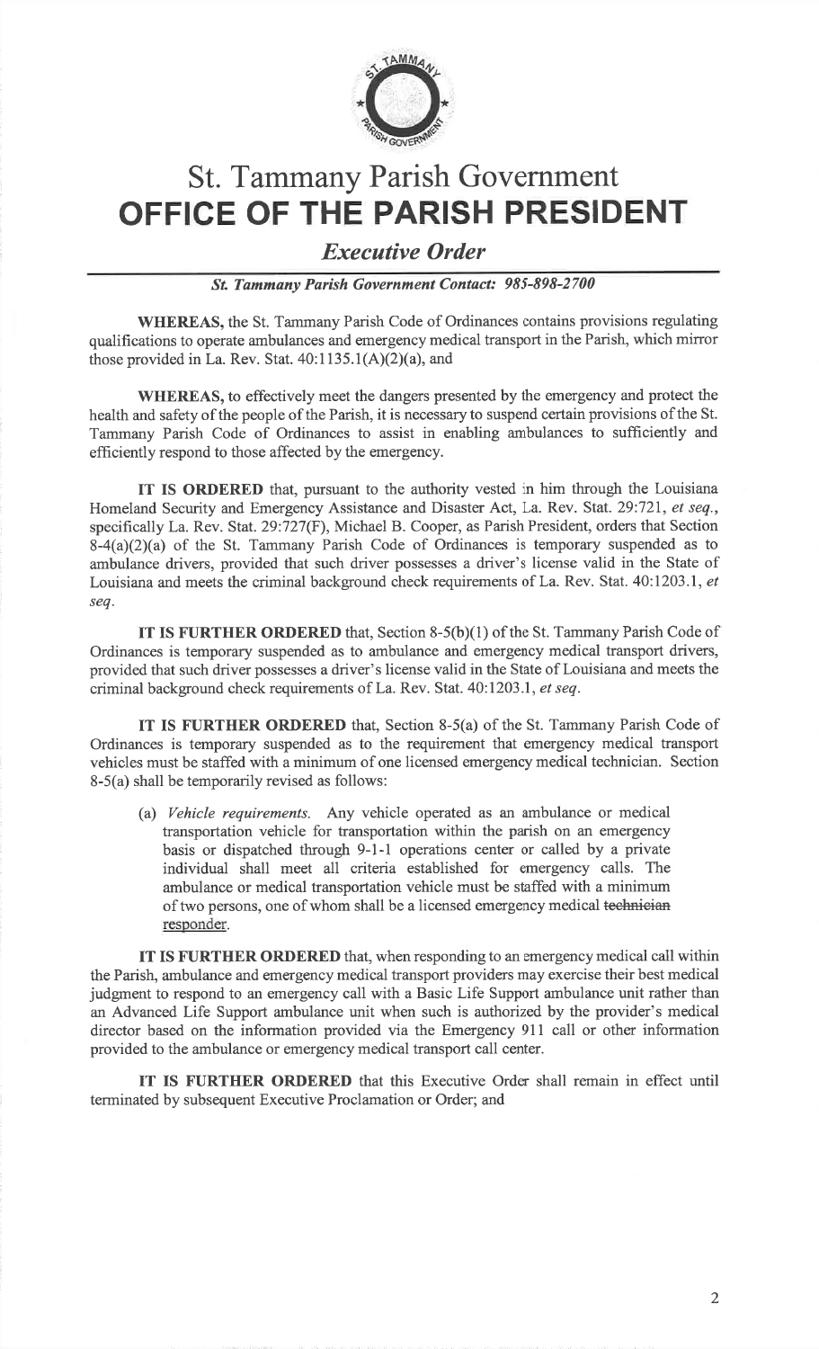# St. Tammany Parish Government

# OFFICE OF THE PARISH PRESIDENT

## *Executive Order*

***St. Tammany Parish Government Contact: 985-898-2700***

**WHEREAS,** the St. Tammany Parish Code of Ordinances contains provisions regulating qualifications to operate ambulances and emergency medical transport in the Parish, which mirror those provided in La. Rev. Stat. 40:1135.1(A)(2)(a), and

**WHEREAS,** to effectively meet the dangers presented by the emergency and protect the health and safety of the people of the Parish, it is necessary to suspend certain provisions of the St. Tammany Parish Code of Ordinances to assist in enabling ambulances to sufficiently and efficiently respond to those affected by the emergency.

**IT IS ORDERED** that, pursuant to the authority vested in him through the Louisiana Homeland Security and Emergency Assistance and Disaster Act, La. Rev. Stat. 29:721, *et seq.*, specifically La. Rev. Stat. 29:727(F), Michael B. Cooper, as Parish President, orders that Section 8-4(a)(2)(a) of the St. Tammany Parish Code of Ordinances is temporary suspended as to ambulance drivers, provided that such driver possesses a driver's license valid in the State of Louisiana and meets the criminal background check requirements of La. Rev. Stat. 40:1203.1, *et seq.*

**IT IS FURTHER ORDERED** that, Section 8-5(b)(1) of the St. Tammany Parish Code of Ordinances is temporary suspended as to ambulance and emergency medical transport drivers, provided that such driver possesses a driver's license valid in the State of Louisiana and meets the criminal background check requirements of La. Rev. Stat. 40:1203.1, *et seq.*

**IT IS FURTHER ORDERED** that, Section 8-5(a) of the St. Tammany Parish Code of Ordinances is temporary suspended as to the requirement that emergency medical transport vehicles must be staffed with a minimum of one licensed emergency medical technician. Section 8-5(a) shall be temporarily revised as follows:

(a) *Vehicle requirements.* Any vehicle operated as an ambulance or medical transportation vehicle for transportation within the parish on an emergency basis or dispatched through 9-1-1 operations center or called by a private individual shall meet all criteria established for emergency calls. The ambulance or medical transportation vehicle must be staffed with a minimum of two persons, one of whom shall be a licensed emergency medical ~~technician~~ responder.

**IT IS FURTHER ORDERED** that, when responding to an emergency medical call within the Parish, ambulance and emergency medical transport providers may exercise their best medical judgment to respond to an emergency call with a Basic Life Support ambulance unit rather than an Advanced Life Support ambulance unit when such is authorized by the provider's medical director based on the information provided via the Emergency 911 call or other information provided to the ambulance or emergency medical transport call center.

**IT IS FURTHER ORDERED** that this Executive Order shall remain in effect until terminated by subsequent Executive Proclamation or Order; and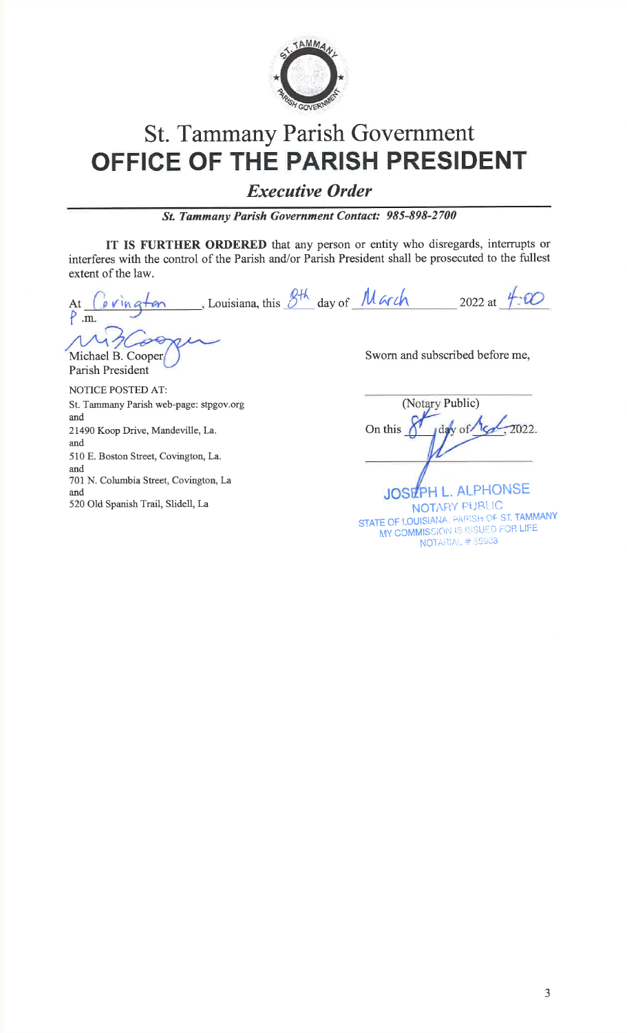# St. Tammany Parish Government

## OFFICE OF THE PARISH PRESIDENT

### *Executive Order*

***St. Tammany Parish Government Contact: 985-898-2700***

**IT IS FURTHER ORDERED** that any person or entity who disregards, interrupts or interferes with the control of the Parish and/or Parish President shall be prosecuted to the fullest extent of the law.

At Covington, Louisiana, this 8th day of March 2022 at 4:00 P.m.

Michael B. Cooper
Parish President

NOTICE POSTED AT:
St. Tammany Parish web-page: stpgov.org
and
21490 Koop Drive, Mandeville, La.
and
510 E. Boston Street, Covington, La.
and
701 N. Columbia Street, Covington, La
and
520 Old Spanish Trail, Slidell, La

Sworn and subscribed before me,

(Notary Public)

On this 8 day of March, 2022.

JOSEPH L. ALPHONSE
NOTARY PUBLIC
STATE OF LOUISIANA, PARISH OF ST. TAMMANY
MY COMMISSION IS ISSUED FOR LIFE
NOTARIAL # 55903